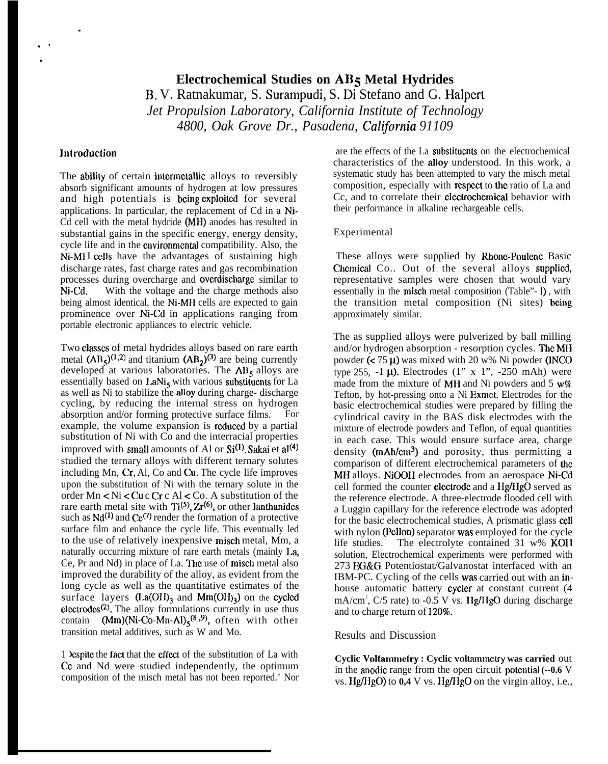# Electrochemical Studies on $AB_5$ Metal Hydrides

B. V. Ratnakumar, S. Surampudi, S. Di Stefano and G. Halpert

*Jet Propulsion Laboratory, California Institute of Technology*
*4800, Oak Grove Dr., Pasadena, California 91109*

## Introduction

The ability of certain intermetallic alloys to reversibly absorb significant amounts of hydrogen at low pressures and high potentials is being exploited for several applications. In particular, the replacement of Cd in a Ni-Cd cell with the metal hydride (MH) anodes has resulted in substantial gains in the specific energy, energy density, cycle life and in the environmental compatibility. Also, the Ni-MH cells have the advantages of sustaining high discharge rates, fast charge rates and gas recombination processes during overcharge and overdischarge similar to Ni-Cd. With the voltage and the charge methods also being almost identical, the Ni-MH cells are expected to gain prominence over Ni-Cd in applications ranging from portable electronic appliances to electric vehicle.

Two classes of metal hydrides alloys based on rare earth metal $(AB_5)$[1,2] and titanium $(AB_2)$[3] are being currently developed at various laboratories. The $AB_5$ alloys are essentially based on $LaNi_5$ with various substituents for La as well as Ni to stabilize the alloy during charge- discharge cycling, by reducing the internal stress on hydrogen absorption and/or forming protective surface films. For example, the volume expansion is reduced by a partial substitution of Ni with Co and the interracial properties improved with small amounts of Al or Si[1]. Sakai et al[4] studied the ternary alloys with different ternary solutes including Mn, Cr, Al, Co and Cu. The cycle life improves upon the substitution of Ni with the ternary solute in the order Mn < Ni < Cu < Cr < Al < Co. A substitution of the rare earth metal site with Ti[5], Zr[6], or other lanthanides such as Nd[1] and Ce[7] render the formation of a protective surface film and enhance the cycle life. This eventually led to the use of relatively inexpensive misch metal, Mm, a naturally occurring mixture of rare earth metals (mainly La, Ce, Pr and Nd) in place of La. The use of misch metal also improved the durability of the alloy, as evident from the long cycle as well as the quantitative estimates of the surface layers $(La(OH)_3$ and $Mm(OH)_3)$ on the cycled electrodes[2]. The alloy formulations currently in use thus contain $(Mm)(Ni\text{-}Co\text{-}Mn\text{-}Al)_5$[8,9], often with other transition metal additives, such as W and Mo.

Despite the fact that the effect of the substitution of La with Ce and Nd were studied independently, the optimum composition of the misch metal has not been reported.' Nor are the effects of the La substituents on the electrochemical characteristics of the alloy understood. In this work, a systematic study has been attempted to vary the misch metal composition, especially with respect to the ratio of La and Ce, and to correlate their electrochemical behavior with their performance in alkaline rechargeable cells.

## Experimental

These alloys were supplied by Rhone-Poulenc Basic Chemical Co.. Out of the several alloys supplied, representative samples were chosen that would vary essentially in the misch metal composition (Table"- !), with the transition metal composition (Ni sites) being approximately similar.

The as supplied alloys were pulverized by ball milling and/or hydrogen absorption - resorption cycles. The MH powder (< 75 μ) was mixed with 20 w% Ni powder (INCO type 255, -1 μ). Electrodes (1" x 1", -250 mAh) were made from the mixture of MH and Ni powders and 5 w% Tefton, by hot-pressing onto a Ni Exmet. Electrodes for the basic electrochemical studies were prepared by filling the cylindrical cavity in the BAS disk electrodes with the mixture of electrode powders and Teflon, of equal quantities in each case. This would ensure surface area, charge density $(mAh/cm^3)$ and porosity, thus permitting a comparison of different electrochemical parameters of the MH alloys. NiOOH electrodes from an aerospace Ni-Cd cell formed the counter electrode and a Hg/HgO served as the reference electrode. A three-electrode flooded cell with a Luggin capillary for the reference electrode was adopted for the basic electrochemical studies, A prismatic glass cell with nylon (Pellon) separator was employed for the cycle life studies. The electrolyte contained 31 w% KOH solution, Electrochemical experiments were performed with 273 EG&G Potentiostat/Galvanostat interfaced with an IBM-PC. Cycling of the cells was carried out with an in-house automatic battery cycler at constant current (4 $mA/cm^2$, C/5 rate) to -0.5 V vs. Hg/HgO during discharge and to charge return of 120%.

## Results and Discussion

**Cyclic Voltammetry : Cyclic voltammetry was carried** out in the anodic range from the open circuit potential (**--0.6** V vs. Hg/HgO) to **0,4** V vs. Hg/HgO on the virgin alloy, i.e.,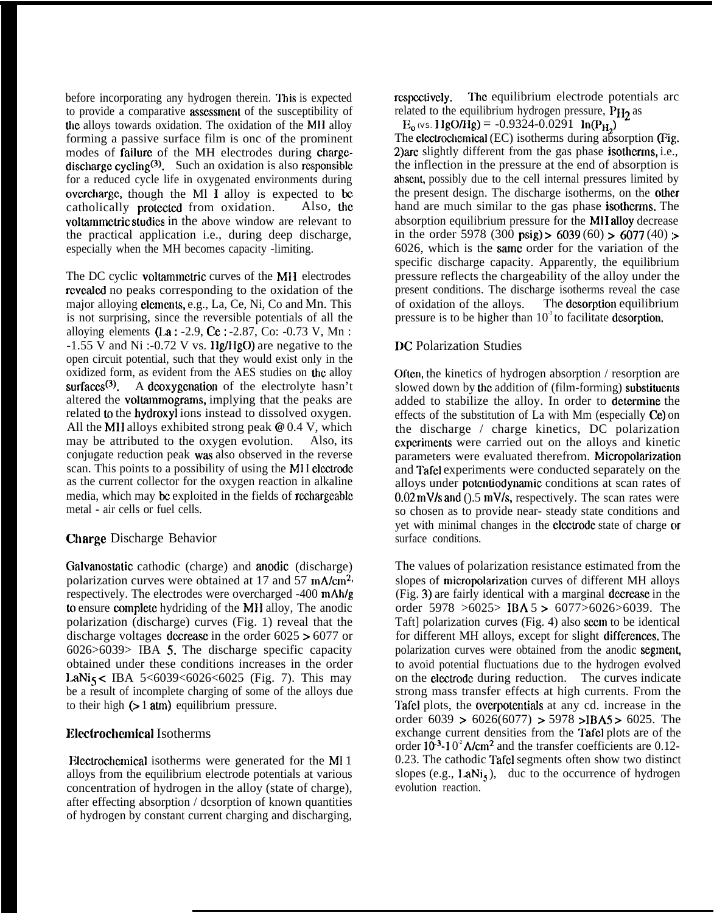before incorporating any hydrogen therein. This is expected to provide a comparative assessment of the susceptibility of the alloys towards oxidation. The oxidation of the MH alloy forming a passive surface film is one of the prominent modes of failure of the MH electrodes during charge-discharge cycling[3]. Such an oxidation is also responsible for a reduced cycle life in oxygenated environments during overcharge, though the Ml I alloy is expected to be catholically protected from oxidation. Also, the voltammetric studies in the above window are relevant to the practical application i.e., during deep discharge, especially when the MH becomes capacity -limiting.

The DC cyclic voltammetric curves of the MH electrodes revealed no peaks corresponding to the oxidation of the major alloying elements, e.g., La, Ce, Ni, Co and Mn. This is not surprising, since the reversible potentials of all the alloying elements (La : -2.9, Ce : -2.87, Co: -0.73 V, Mn : -1.55 V and Ni :-0.72 V vs. Hg/HgO) are negative to the open circuit potential, such that they would exist only in the oxidized form, as evident from the AES studies on the alloy surfaces[3]. A deoxygenation of the electrolyte hasn't altered the voltammograms, implying that the peaks are related to the hydroxyl ions instead to dissolved oxygen. All the MH alloys exhibited strong peak @ 0.4 V, which may be attributed to the oxygen evolution. Also, its conjugate reduction peak was also observed in the reverse scan. This points to a possibility of using the MH electrode as the current collector for the oxygen reaction in alkaline media, which may be exploited in the fields of rechargeable metal - air cells or fuel cells.

## Charge Discharge Behavior

Galvanostatic cathodic (charge) and anodic (discharge) polarization curves were obtained at 17 and 57 $mA/cm^2$, respectively. The electrodes were overcharged -400 mAh/g to ensure complete hydriding of the MH alloy, The anodic polarization (discharge) curves (Fig. 1) reveal that the discharge voltages decrease in the order 6025 > 6077 or 6026>6039> IBA 5. The discharge specific capacity obtained under these conditions increases in the order $LaNi_5$ < IBA 5<6039<6026<6025 (Fig. 7). This may be a result of incomplete charging of some of the alloys due to their high (> 1 atm) equilibrium pressure.

## Electrochemical Isotherms

Electrochemical isotherms were generated for the Ml 1 alloys from the equilibrium electrode potentials at various concentration of hydrogen in the alloy (state of charge), after effecting absorption / desorption of known quantities of hydrogen by constant current charging and discharging, respectively. The equilibrium electrode potentials are related to the equilibrium hydrogen pressure, $P_{H_2}$ as

$$E_o \text{ (vs. HgO/Hg)} = -0.9324-0.0291 \ln(P_{H_2})$$

The electrochemical (EC) isotherms during absorption (Fig. 2)are slightly different from the gas phase isotherms, i.e., the inflection in the pressure at the end of absorption is absent, possibly due to the cell internal pressures limited by the present design. The discharge isotherms, on the other hand are much similar to the gas phase isotherms. The absorption equilibrium pressure for the MH alloy decrease in the order 5978 (300 psig) > 6039 (60) > 6077 (40) > 6026, which is the same order for the variation of the specific discharge capacity. Apparently, the equilibrium pressure reflects the chargeability of the alloy under the present conditions. The discharge isotherms reveal the case of oxidation of the alloys. The desorption equilibrium pressure is to be higher than $10^{-3}$ to facilitate desorption.

## DC Polarization Studies

Often, the kinetics of hydrogen absorption / resorption are slowed down by the addition of (film-forming) substituents added to stabilize the alloy. In order to determine the effects of the substitution of La with Mm (especially Ce) on the discharge / charge kinetics, DC polarization experiments were carried out on the alloys and kinetic parameters were evaluated therefrom. Micropolarization and Tafel experiments were conducted separately on the alloys under potentiodynamic conditions at scan rates of 0.02 mV/s and 0.5 mV/s, respectively. The scan rates were so chosen as to provide near- steady state conditions and yet with minimal changes in the electrode state of charge or surface conditions.

The values of polarization resistance estimated from the slopes of micropolarization curves of different MH alloys (Fig. 3) are fairly identical with a marginal decrease in the order 5978 >6025> IBA 5 > 6077>6026>6039. The Tafel polarization curves (Fig. 4) also seem to be identical for different MH alloys, except for slight differences. The polarization curves were obtained from the anodic segment, to avoid potential fluctuations due to the hydrogen evolved on the electrode during reduction. The curves indicate strong mass transfer effects at high currents. From the Tafel plots, the overpotentials at any cd. increase in the order 6039 > 6026(6077) > 5978 >IBA5 > 6025. The exchange current densities from the Tafel plots are of the order $10^{-3}$-$10^{-2}$ $A/cm^2$ and the transfer coefficients are 0.12-0.23. The cathodic Tafel segments often show two distinct slopes (e.g., $LaNi_5$), due to the occurrence of hydrogen evolution reaction.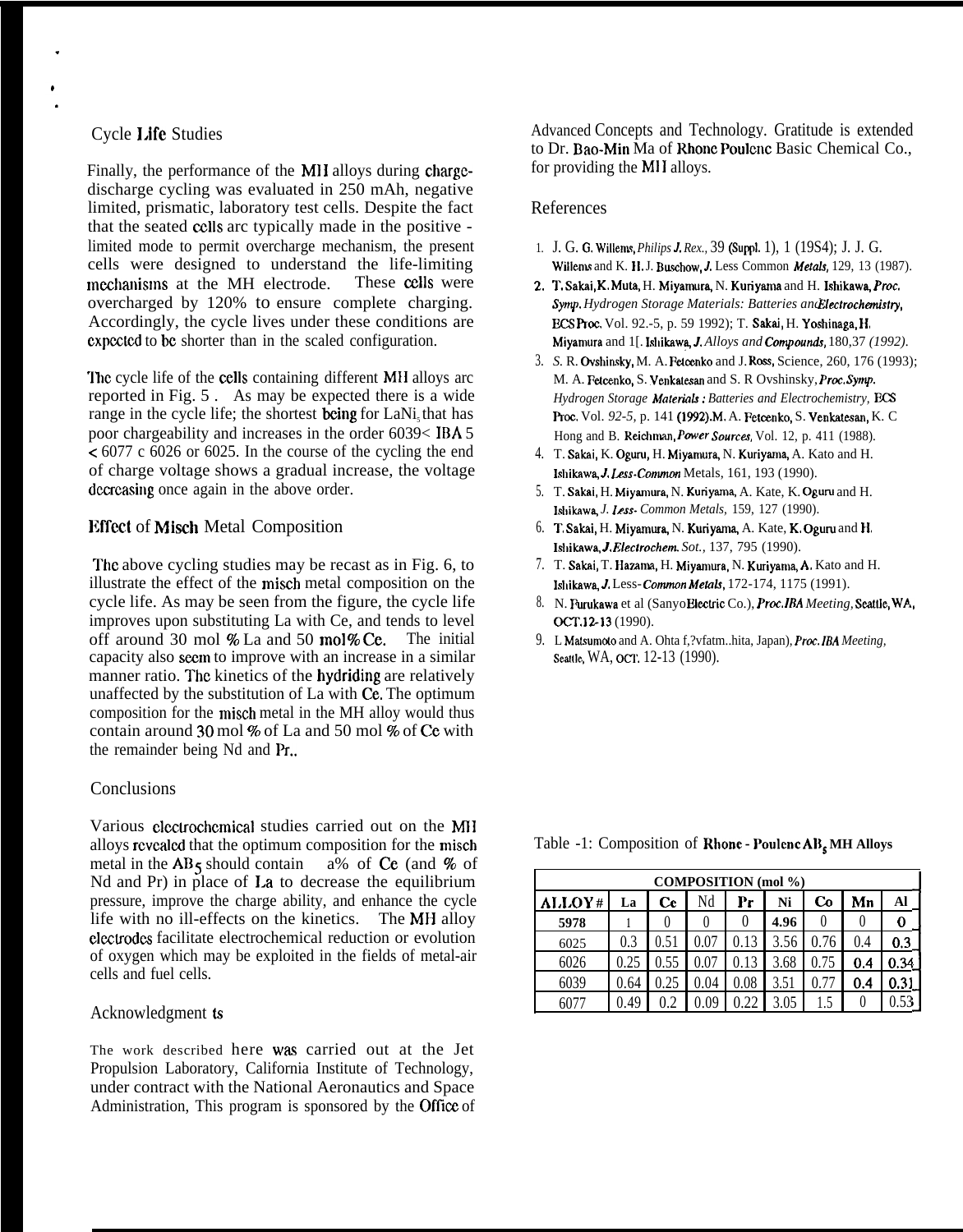## Cycle Life Studies

Finally, the performance of the MH alloys during charge-discharge cycling was evaluated in 250 mAh, negative limited, prismatic, laboratory test cells. Despite the fact that the seated cells arc typically made in the positive - limited mode to permit overcharge mechanism, the present cells were designed to understand the life-limiting mechanisms at the MH electrode. These cells were overcharged by 120% to ensure complete charging. Accordingly, the cycle lives under these conditions are expected to be shorter than in the scaled configuration.

The cycle life of the cells containing different MH alloys arc reported in Fig. 5 . As may be expected there is a wide range in the cycle life; the shortest being for $LaNi_5$ that has poor chargeability and increases in the order 6039< IBA 5 < 6077 c 6026 or 6025. In the course of the cycling the end of charge voltage shows a gradual increase, the voltage decreasing once again in the above order.

## Effect of Misch Metal Composition

The above cycling studies may be recast as in Fig. 6, to illustrate the effect of the misch metal composition on the cycle life. As may be seen from the figure, the cycle life improves upon substituting La with Ce, and tends to level off around 30 mol % La and 50 mol% Ce. The initial capacity also seem to improve with an increase in a similar manner ratio. The kinetics of the hydriding are relatively unaffected by the substitution of La with Ce. The optimum composition for the misch metal in the MH alloy would thus contain around 30 mol % of La and 50 mol % of Ce with the remainder being Nd and Pr..

## Conclusions

Various electrochemical studies carried out on the MH alloys revealed that the optimum composition for the misch metal in the $AB_5$ should contain a% of Ce (and % of Nd and Pr) in place of La to decrease the equilibrium pressure, improve the charge ability, and enhance the cycle life with no ill-effects on the kinetics. The MH alloy electrodes facilitate electrochemical reduction or evolution of oxygen which may be exploited in the fields of metal-air cells and fuel cells.

## Acknowledgments

The work described here was carried out at the Jet Propulsion Laboratory, California Institute of Technology, under contract with the National Aeronautics and Space Administration, This program is sponsored by the Office of Advanced Concepts and Technology. Gratitude is extended to Dr. Bao-Min Ma of Rhone Poulenc Basic Chemical Co., for providing the MH alloys.

## References

1. J. G. G. Willems, *Philips J. Rex.*, 39 (Suppl. 1), 1 (19S4); J. J. G. Willems and K. H. J. Buschow, *J. Less Common Metals*, 129, 13 (1987).
2. T. Sakai, K. Muta, H. Miyamura, N. Kuriyama and H. Ishikawa, *Proc. Symp. Hydrogen Storage Materials: Batteries and Electrochemistry*, ECS Proc. Vol. 92.-5, p. 59 1992); T. Sakai, H. Yoshinaga, H. Miyamura and I[. Ishikawa, *J. Alloys and Compounds*, 180,37 *(1992)*.
3. S. R. Ovshinsky, M. A. Fetcenko and J. Ross, Science, 260, 176 (1993); M. A. Fetcenko, S. Venkatesan and S. R Ovshinsky, *Proc. Symp. Hydrogen Storage Materials : Batteries and Electrochemistry*, ECS Proc. Vol. *92-5*, p. 141 (1992).M. A. Fetcenko, S. Venkatesan, K. C Hong and B. Reichman, *Power Sources*, Vol. 12, p. 411 (1988).
4. T. Sakai, K. Oguru, H. Miyamura, N. Kuriyama, A. Kato and H. Ishikawa, *J. Less-Common* Metals, 161, 193 (1990).
5. T. Sakai, H. Miyamura, N. Kuriyama, A. Kate, K. Oguru and H. Ishikawa, *J. Less- Common Metals*, 159, 127 (1990).
6. T. Sakai, H. Miyamura, N. Kuriyama, A. Kate, K. Oguru and H. Ishikawa, *J. Electrochem. Sot.*, 137, 795 (1990).
7. T. Sakai, T. Hazama, H. Miyamura, N. Kuriyama, A. Kato and H. Ishikawa, *J. Less-Common Metals*, 172-174, 1175 (1991).
8. N. Furukawa et al (Sanyo Electric Co.), *Proc. IBA Meeting*, Seattle, WA, OCT.12-13 (1990).
9. L Matsumoto and A. Ohta f,?vfatm..hita, Japan), *Proc. IBA Meeting*, Seattle, WA, OCT. 12-13 (1990).

Table -1: Composition of Rhone - Poulenc $AB_5$ MH Alloys

| | COMPOSITION (mol %) | | | | | | | |
|---|---|---|---|---|---|---|---|---|
| ALLOY # | La | Ce | Nd | Pr | Ni | Co | Mn | Al |
| 5978 | 1 | 0 | 0 | 0 | 4.96 | 0 | 0 | 0 |
| 6025 | 0.3 | 0.51 | 0.07 | 0.13 | 3.56 | 0.76 | 0.4 | 0.3 |
| 6026 | 0.25 | 0.55 | 0.07 | 0.13 | 3.68 | 0.75 | 0.4 | 0.34 |
| 6039 | 0.64 | 0.25 | 0.04 | 0.08 | 3.51 | 0.77 | 0.4 | 0.31 |
| 6077 | 0.49 | 0.2 | 0.09 | 0.22 | 3.05 | 1.5 | 0 | 0.53 |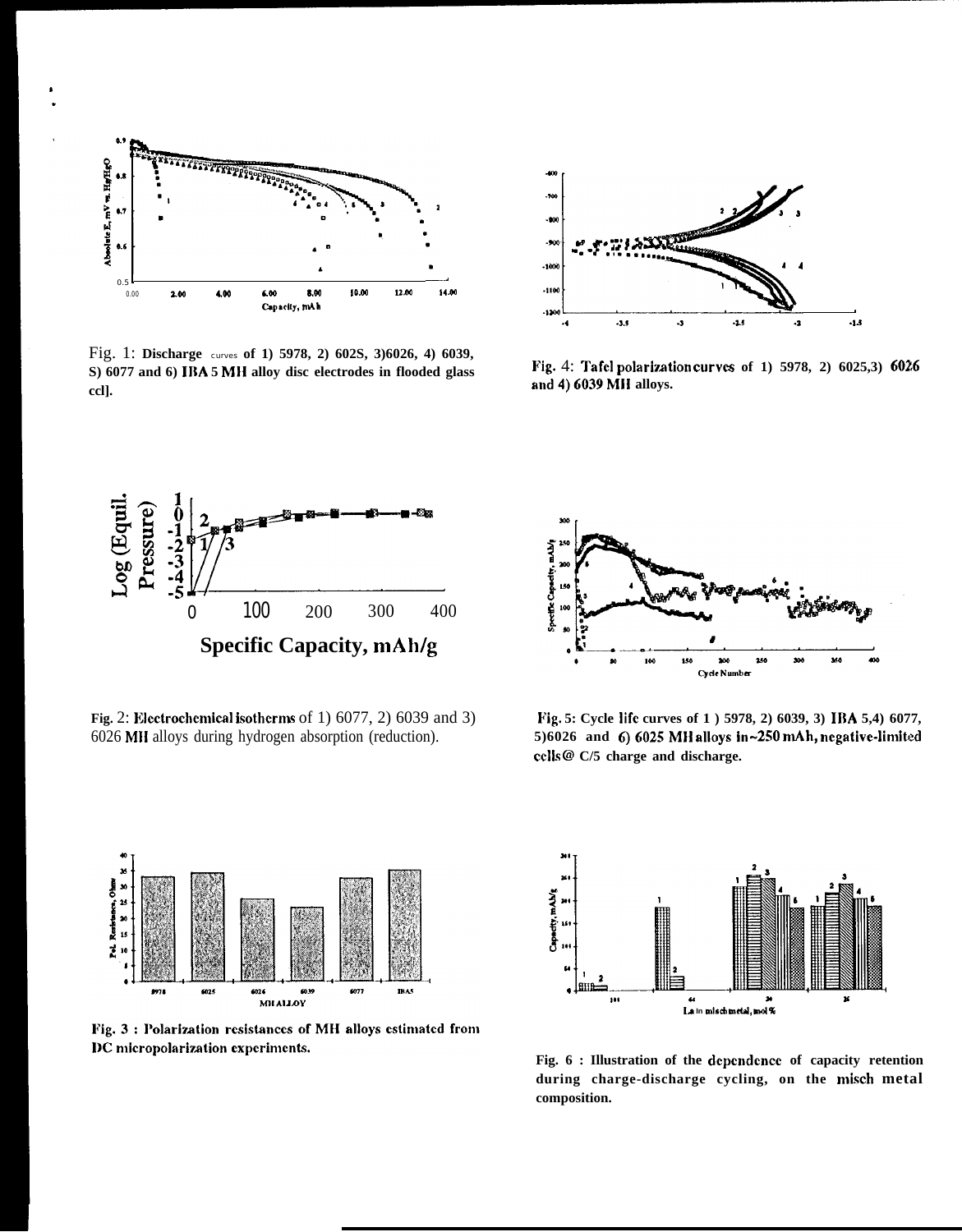0.9
0.8
0.7
0.6
0.5
Absolute E, mV vs. Hg/HgO
0.00 2.00 4.00 6.00 8.00 10.00 12.00 14.00
Capacity, mAh

Fig. 1: **Discharge curves of 1) 5978, 2) 602S, 3)6026, 4) 6039, S) 6077 and 6) IBA 5 MH alloy disc electrodes in flooded glass ccl].**

-600
-700
-800
-900
-1000
-1100
-1200
-4 -3.5 -3 -2.5 -2 -1.5

**Fig. 4: Tafel polarization curves of 1) 5978, 2) 6025,3) 6026 and 4) 6039 MH alloys.**

Log (Equil. Pressure)
1
0
-1
-2
-3
-4
-5
0 100 200 300 400
**Specific Capacity, mAh/g**

**Fig. 2: Electrochemical isotherms** of 1) 6077, 2) 6039 and 3) 6026 MH alloys during hydrogen absorption (reduction).

Specific Capacity, mAh/g
300
250
200
150
100
50
0
0 50 100 150 200 250 300 350 400
Cycle Number

**Fig. 5: Cycle life curves of 1 ) 5978, 2) 6039, 3) IBA 5,4) 6077, 5)6026 and 6) 6025 MH alloys in~250 mAh, negative-limited cells@ C/5 charge and discharge.**

Pol. Resistance, Ohm
40
35
30
25
20
15
10
5
0
5978 6025 6026 6039 6077 IBA5
MH ALLOY

**Fig. 3 : Polarization resistances of MH alloys estimated from DC micropolarization experiments.**

Capacity, mAh/g
La in mischmetal, mol %

**Fig. 6 : Illustration of the dependence of capacity retention during charge-discharge cycling, on the misch metal composition.**